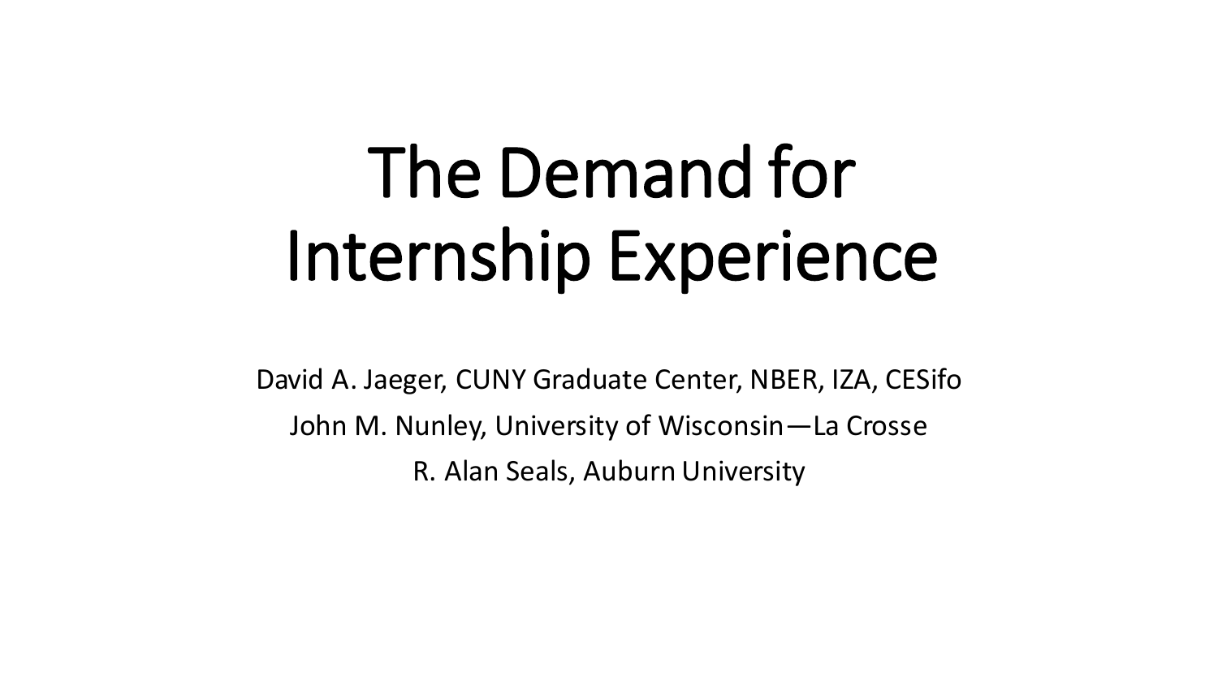# The Demand for Internship Experience

David A. Jaeger, CUNY Graduate Center, NBER, IZA, CESifo

John M. Nunley, University of Wisconsin—La Crosse

R. Alan Seals, Auburn University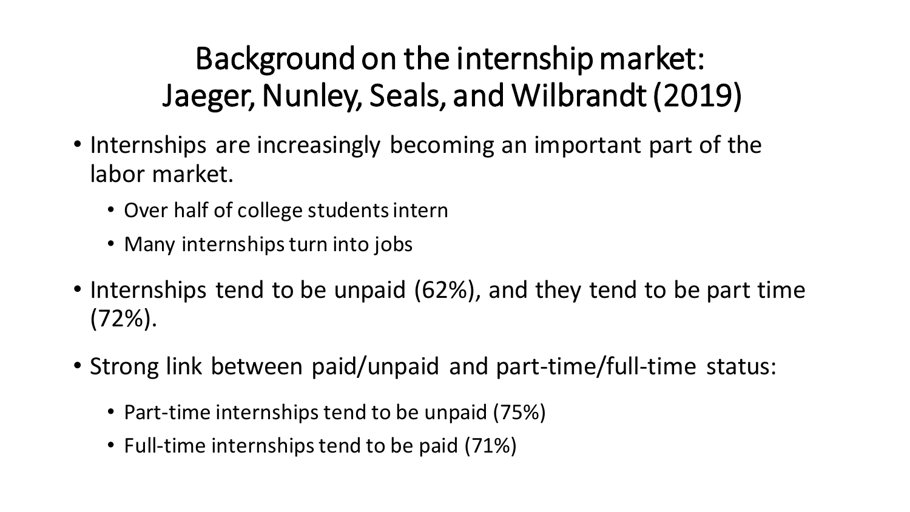# Background on the internship market: Jaeger, Nunley, Seals, and Wilbrandt (2019)

- Internships are increasingly becoming an important part of the labor market.
  - Over half of college students intern
  - Many internships turn into jobs
- Internships tend to be unpaid (62%), and they tend to be part time (72%).
- Strong link between paid/unpaid and part-time/full-time status:
  - Part-time internships tend to be unpaid (75%)
  - Full-time internships tend to be paid (71%)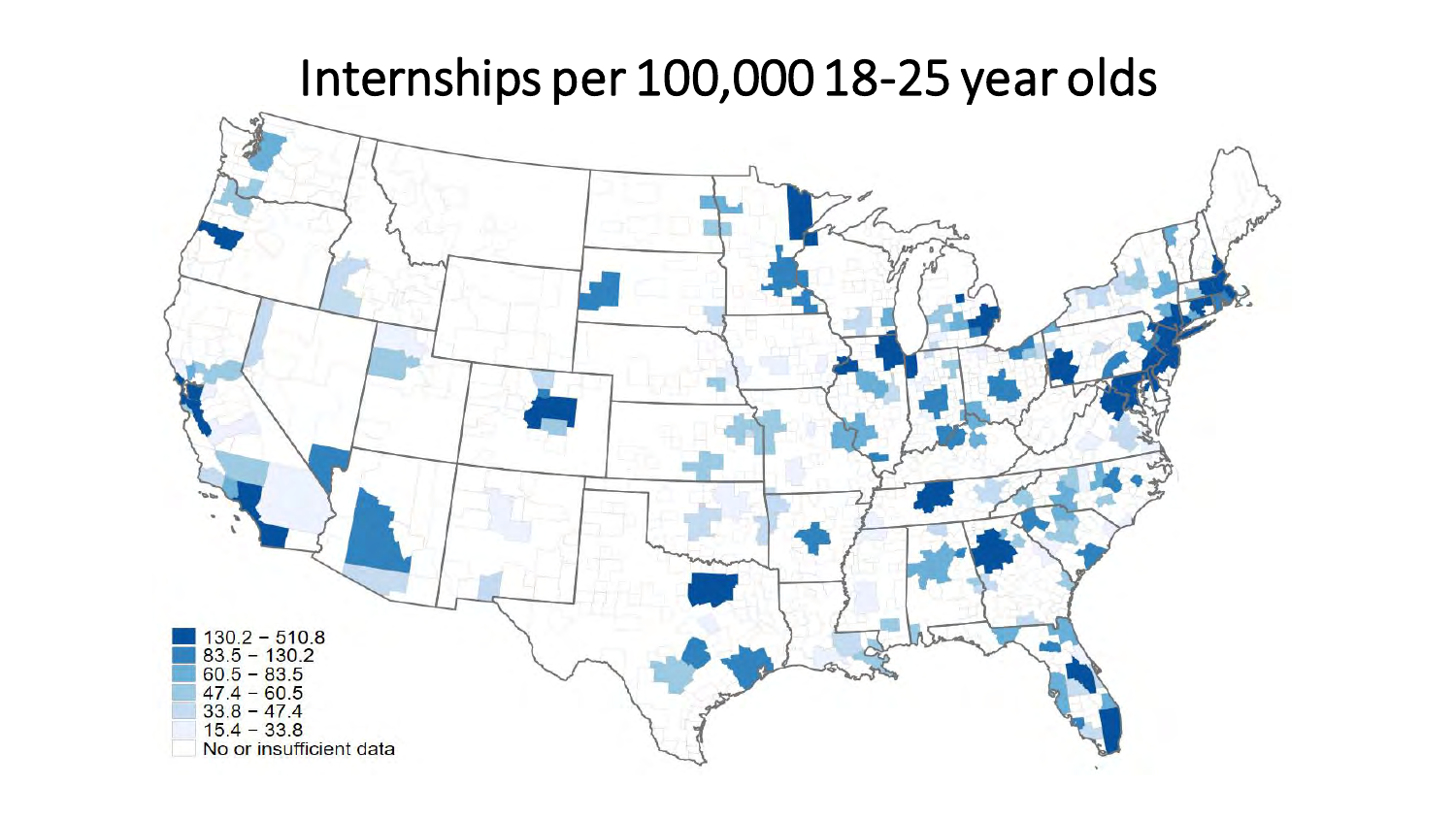# Internships per 100,000 18-25 year olds

- 130.2 – 510.8
- 83.5 – 130.2
- 60.5 – 83.5
- 47.4 – 60.5
- 33.8 – 47.4
- 15.4 – 33.8
- No or insufficient data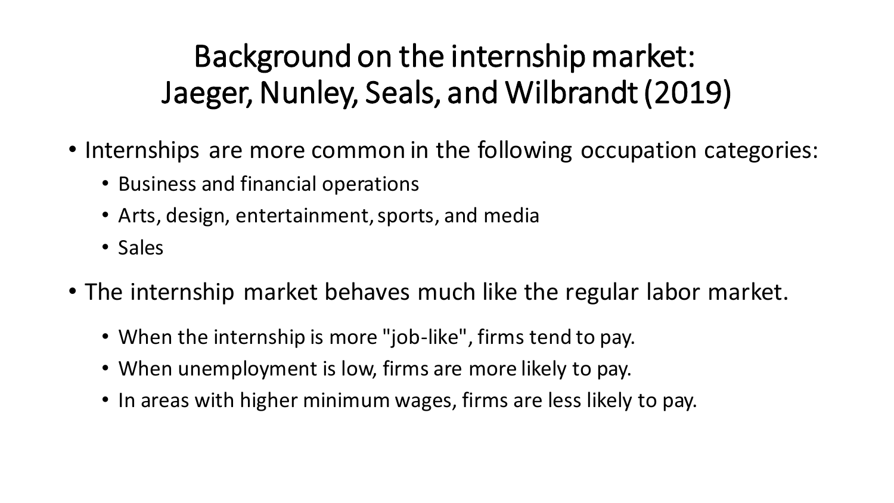# Background on the internship market: Jaeger, Nunley, Seals, and Wilbrandt (2019)

- Internships are more common in the following occupation categories:
  - Business and financial operations
  - Arts, design, entertainment, sports, and media
  - Sales
- The internship market behaves much like the regular labor market.
  - When the internship is more "job-like", firms tend to pay.
  - When unemployment is low, firms are more likely to pay.
  - In areas with higher minimum wages, firms are less likely to pay.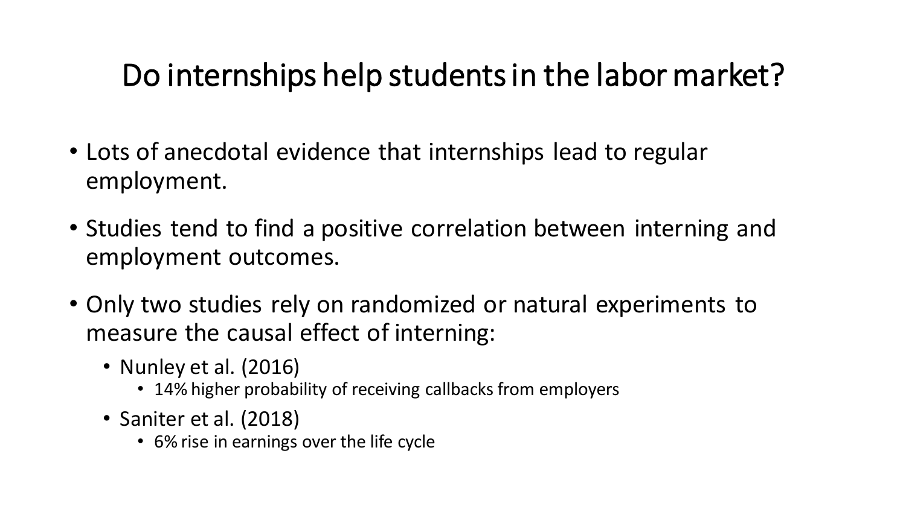# Do internships help students in the labor market?

- Lots of anecdotal evidence that internships lead to regular employment.
- Studies tend to find a positive correlation between interning and employment outcomes.
- Only two studies rely on randomized or natural experiments to measure the causal effect of interning:
  - Nunley et al. (2016)
    - 14% higher probability of receiving callbacks from employers
  - Saniter et al. (2018)
    - 6% rise in earnings over the life cycle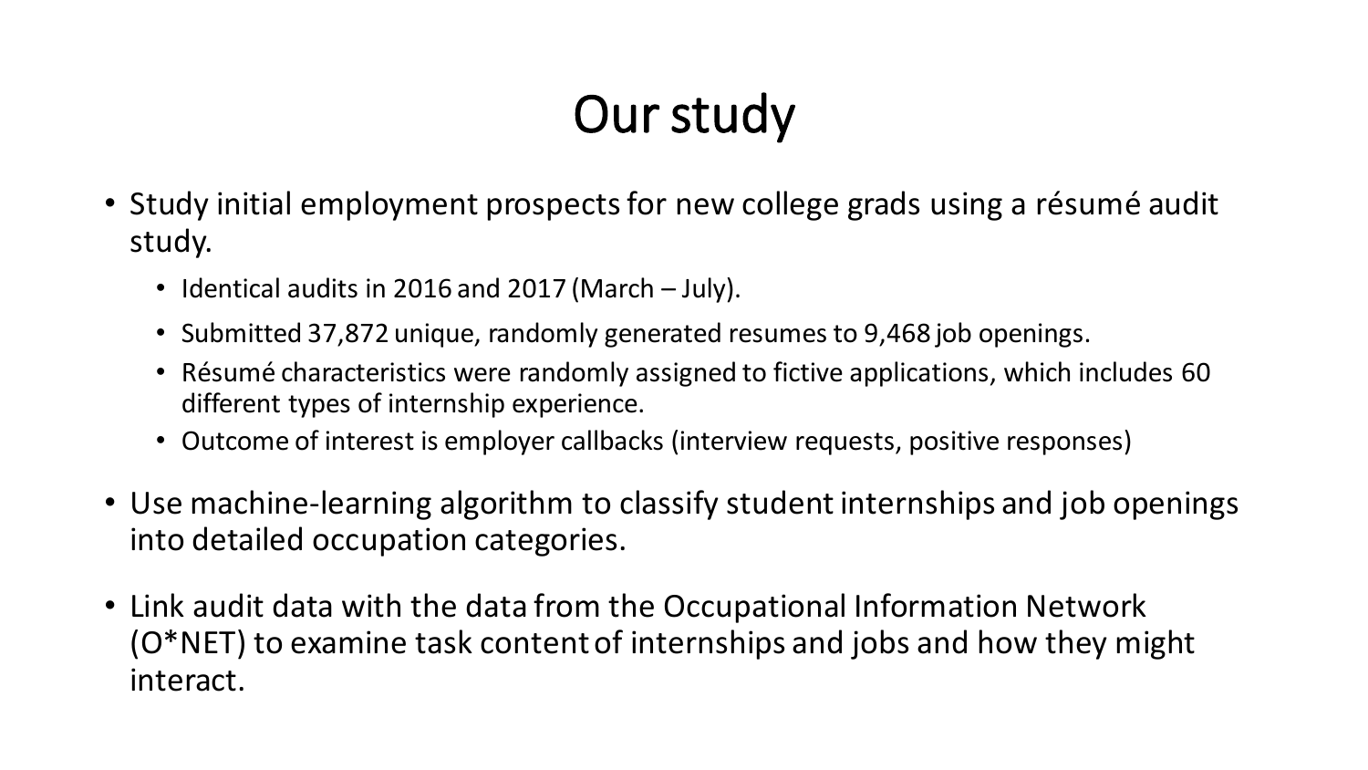# Our study

- Study initial employment prospects for new college grads using a résumé audit study.
  - Identical audits in 2016 and 2017 (March – July).
  - Submitted 37,872 unique, randomly generated resumes to 9,468 job openings.
  - Résumé characteristics were randomly assigned to fictive applications, which includes 60 different types of internship experience.
  - Outcome of interest is employer callbacks (interview requests, positive responses)
- Use machine-learning algorithm to classify student internships and job openings into detailed occupation categories.
- Link audit data with the data from the Occupational Information Network (O*NET) to examine task content of internships and jobs and how they might interact.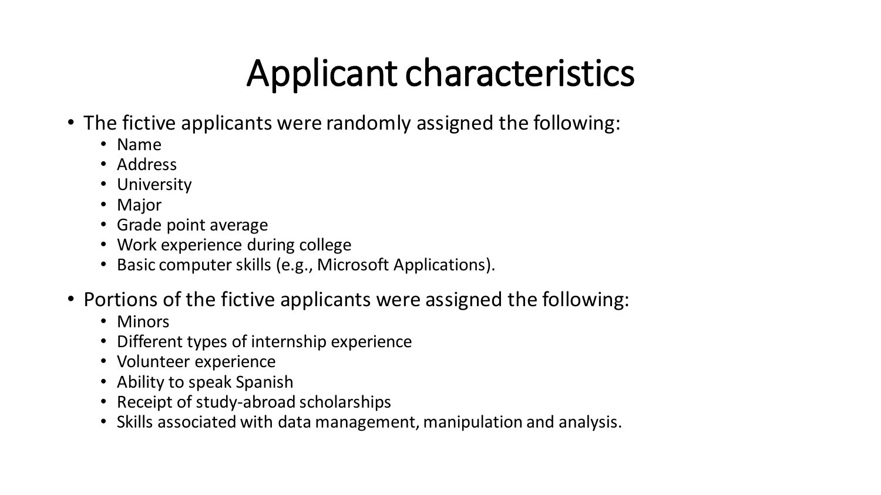# Applicant characteristics

- The fictive applicants were randomly assigned the following:
  - Name
  - Address
  - University
  - Major
  - Grade point average
  - Work experience during college
  - Basic computer skills (e.g., Microsoft Applications).
- Portions of the fictive applicants were assigned the following:
  - Minors
  - Different types of internship experience
  - Volunteer experience
  - Ability to speak Spanish
  - Receipt of study-abroad scholarships
  - Skills associated with data management, manipulation and analysis.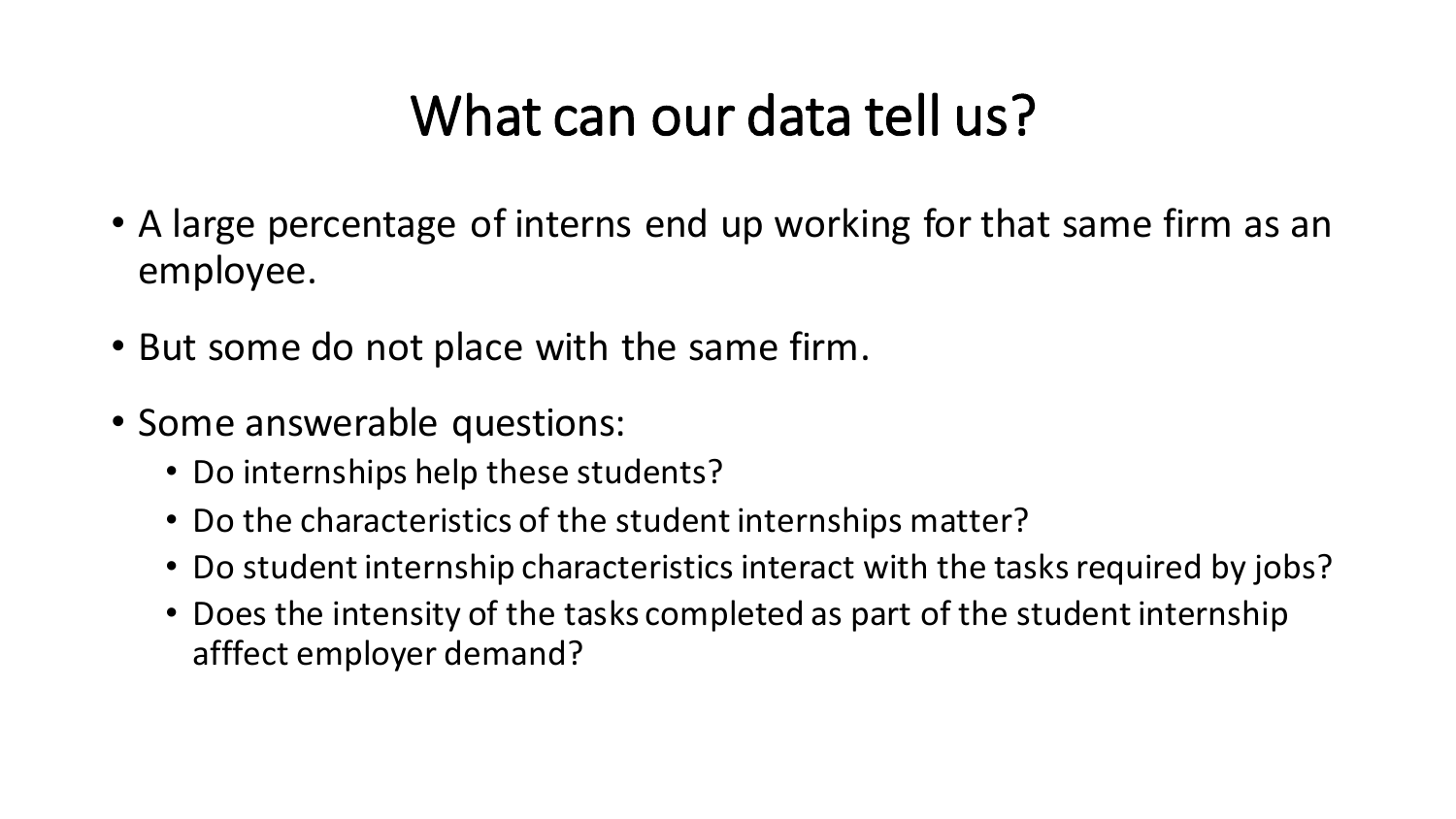# What can our data tell us?

- A large percentage of interns end up working for that same firm as an employee.
- But some do not place with the same firm.
- Some answerable questions:
  - Do internships help these students?
  - Do the characteristics of the student internships matter?
  - Do student internship characteristics interact with the tasks required by jobs?
  - Does the intensity of the tasks completed as part of the student internship afffect employer demand?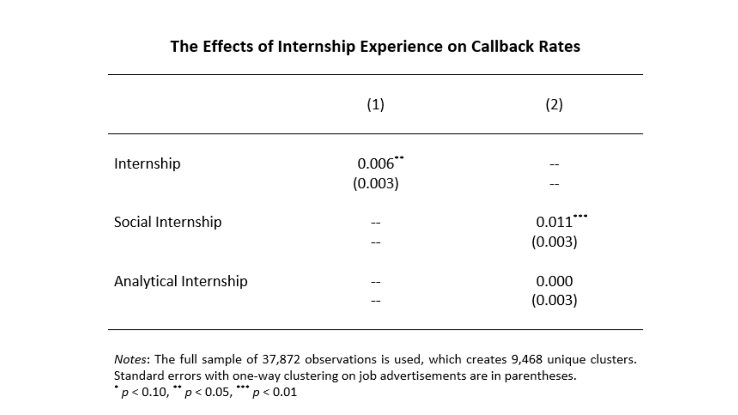**The Effects of Internship Experience on Callback Rates**

| | (1) | (2) |
|---|---|---|
| Internship | 0.006** | -- |
| | (0.003) | -- |
| Social Internship | -- | 0.011*** |
| | -- | (0.003) |
| Analytical Internship | -- | 0.000 |
| | -- | (0.003) |

*Notes*: The full sample of 37,872 observations is used, which creates 9,468 unique clusters. Standard errors with one-way clustering on job advertisements are in parentheses.
* $p < 0.10$, ** $p < 0.05$, *** $p < 0.01$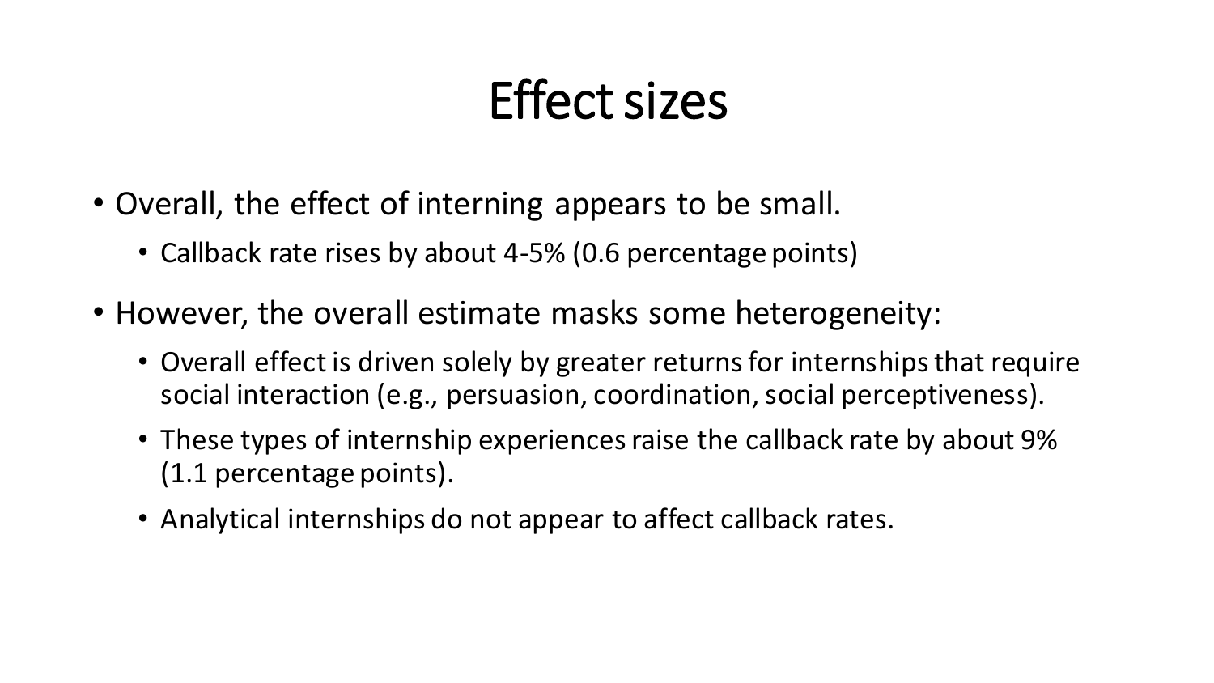# Effect sizes

- Overall, the effect of interning appears to be small.
  - Callback rate rises by about 4-5% (0.6 percentage points)
- However, the overall estimate masks some heterogeneity:
  - Overall effect is driven solely by greater returns for internships that require social interaction (e.g., persuasion, coordination, social perceptiveness).
  - These types of internship experiences raise the callback rate by about 9% (1.1 percentage points).
  - Analytical internships do not appear to affect callback rates.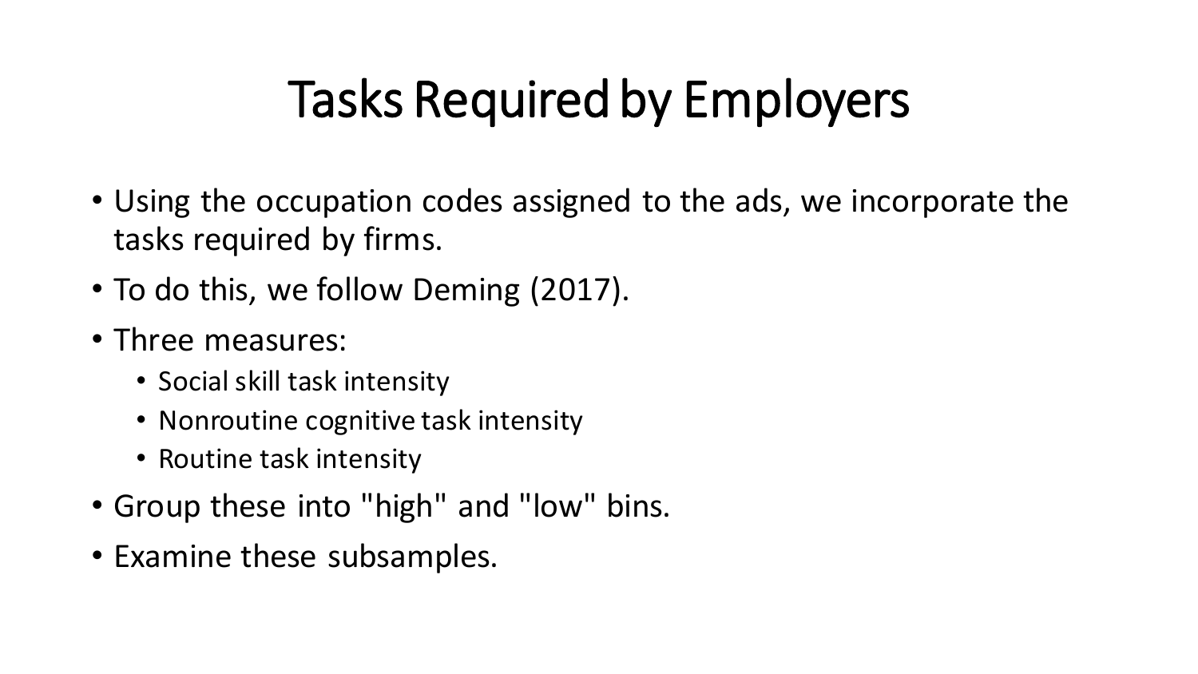# Tasks Required by Employers

- Using the occupation codes assigned to the ads, we incorporate the tasks required by firms.
- To do this, we follow Deming (2017).
- Three measures:
  - Social skill task intensity
  - Nonroutine cognitive task intensity
  - Routine task intensity
- Group these into "high" and "low" bins.
- Examine these subsamples.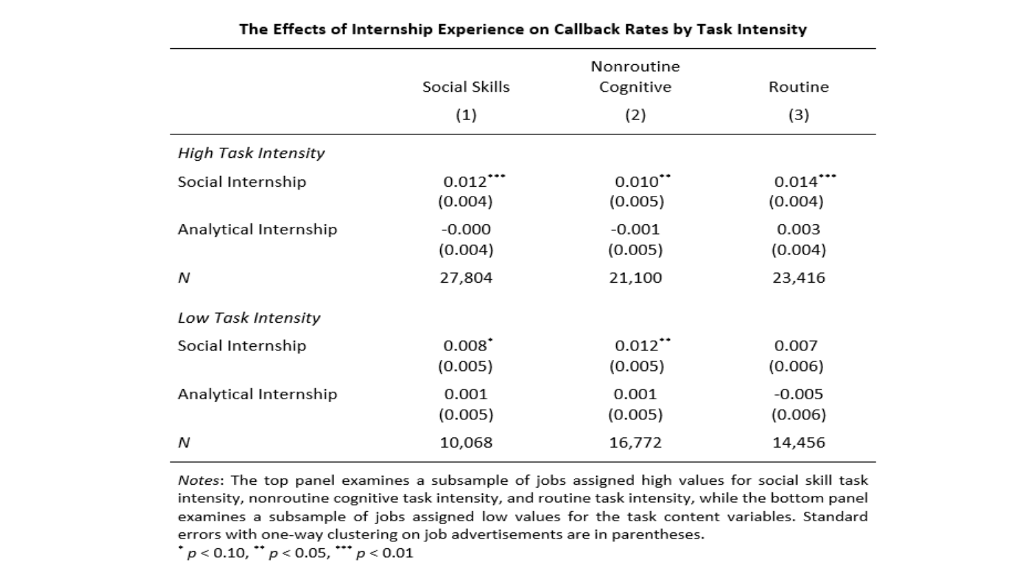**The Effects of Internship Experience on Callback Rates by Task Intensity**

| | Social Skills | Nonroutine Cognitive | Routine |
|---|---|---|---|
| | (1) | (2) | (3) |
| *High Task Intensity* | | | |
| Social Internship | 0.012*** | 0.010** | 0.014*** |
| | (0.004) | (0.005) | (0.004) |
| Analytical Internship | -0.000 | -0.001 | 0.003 |
| | (0.004) | (0.005) | (0.004) |
| *N* | 27,804 | 21,100 | 23,416 |
| *Low Task Intensity* | | | |
| Social Internship | 0.008* | 0.012** | 0.007 |
| | (0.005) | (0.005) | (0.006) |
| Analytical Internship | 0.001 | 0.001 | -0.005 |
| | (0.005) | (0.005) | (0.006) |
| *N* | 10,068 | 16,772 | 14,456 |

*Notes*: The top panel examines a subsample of jobs assigned high values for social skill task intensity, nonroutine cognitive task intensity, and routine task intensity, while the bottom panel examines a subsample of jobs assigned low values for the task content variables. Standard errors with one-way clustering on job advertisements are in parentheses.

* $p < 0.10$, ** $p < 0.05$, *** $p < 0.01$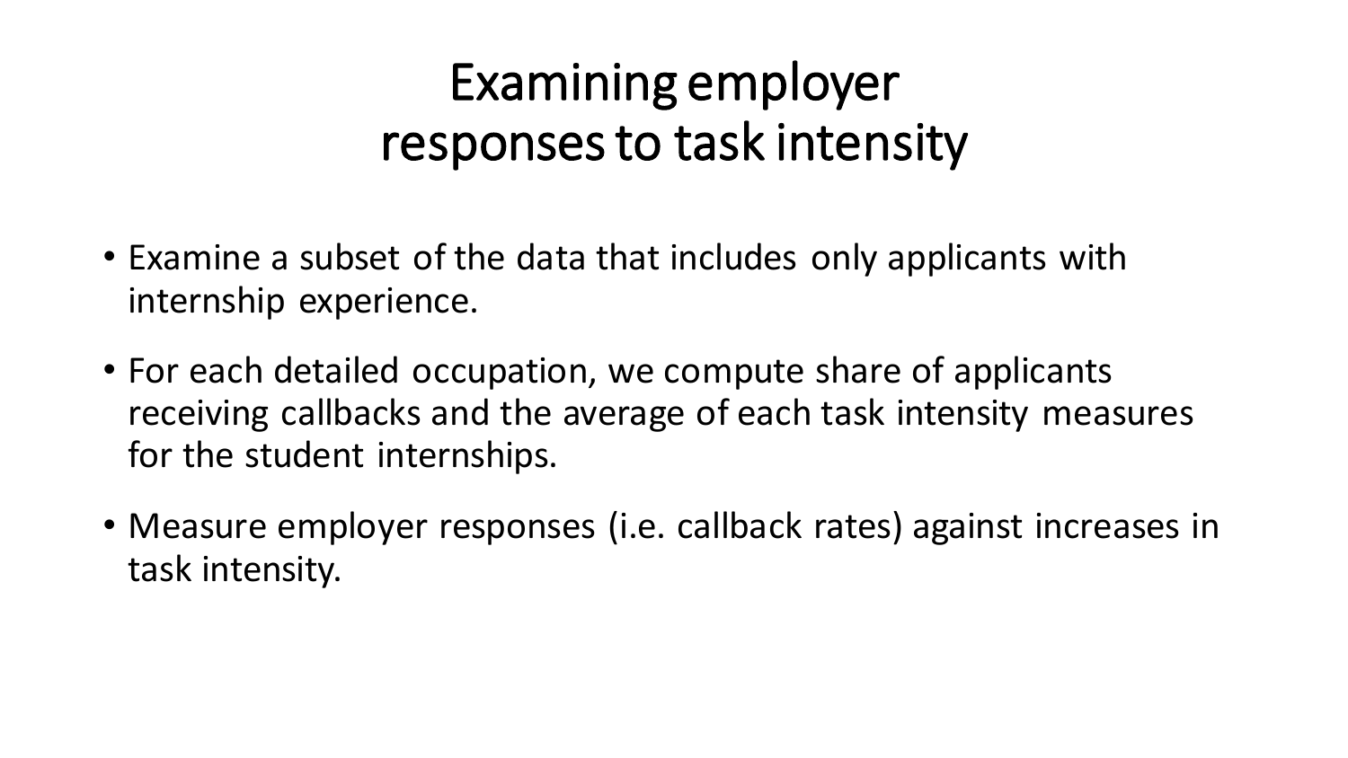# Examining employer responses to task intensity

- Examine a subset of the data that includes only applicants with internship experience.
- For each detailed occupation, we compute share of applicants receiving callbacks and the average of each task intensity measures for the student internships.
- Measure employer responses (i.e. callback rates) against increases in task intensity.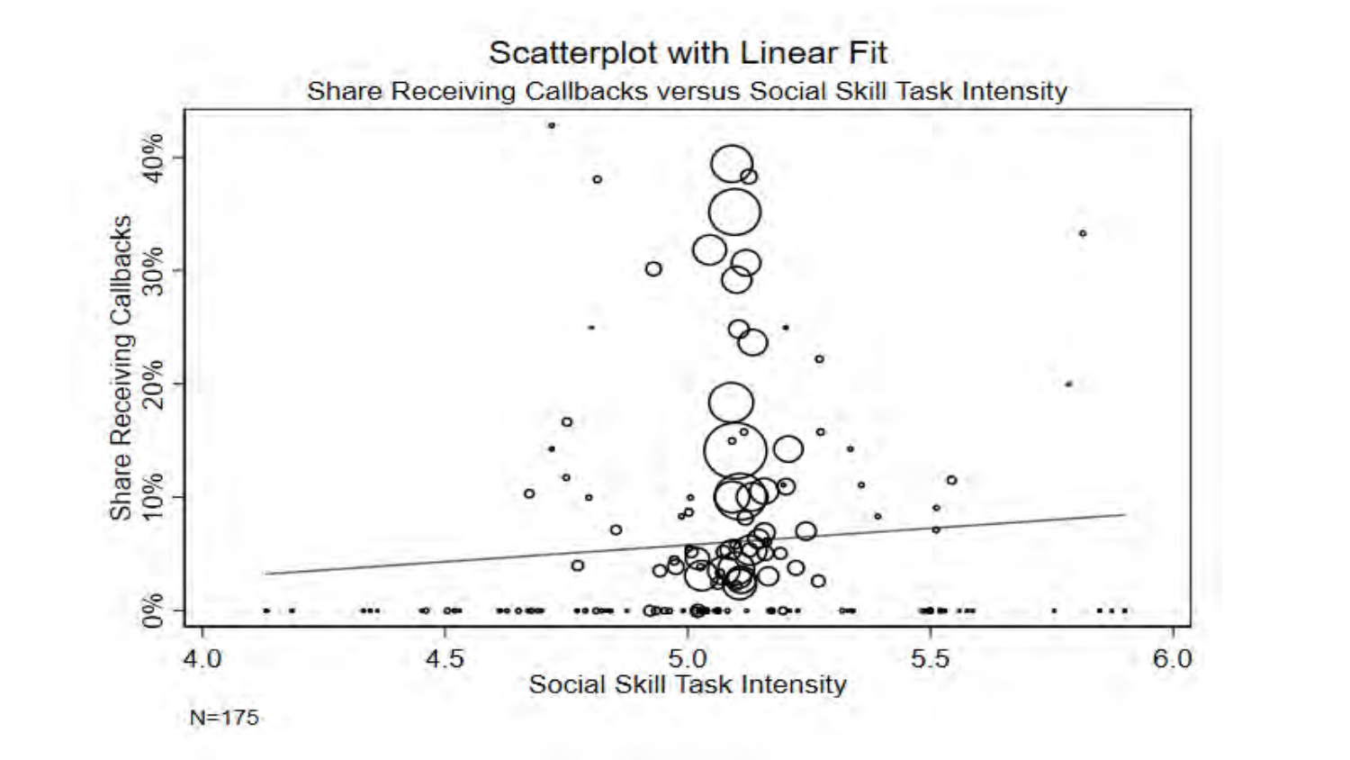# Scatterplot with Linear Fit

## Share Receiving Callbacks versus Social Skill Task Intensity

N=175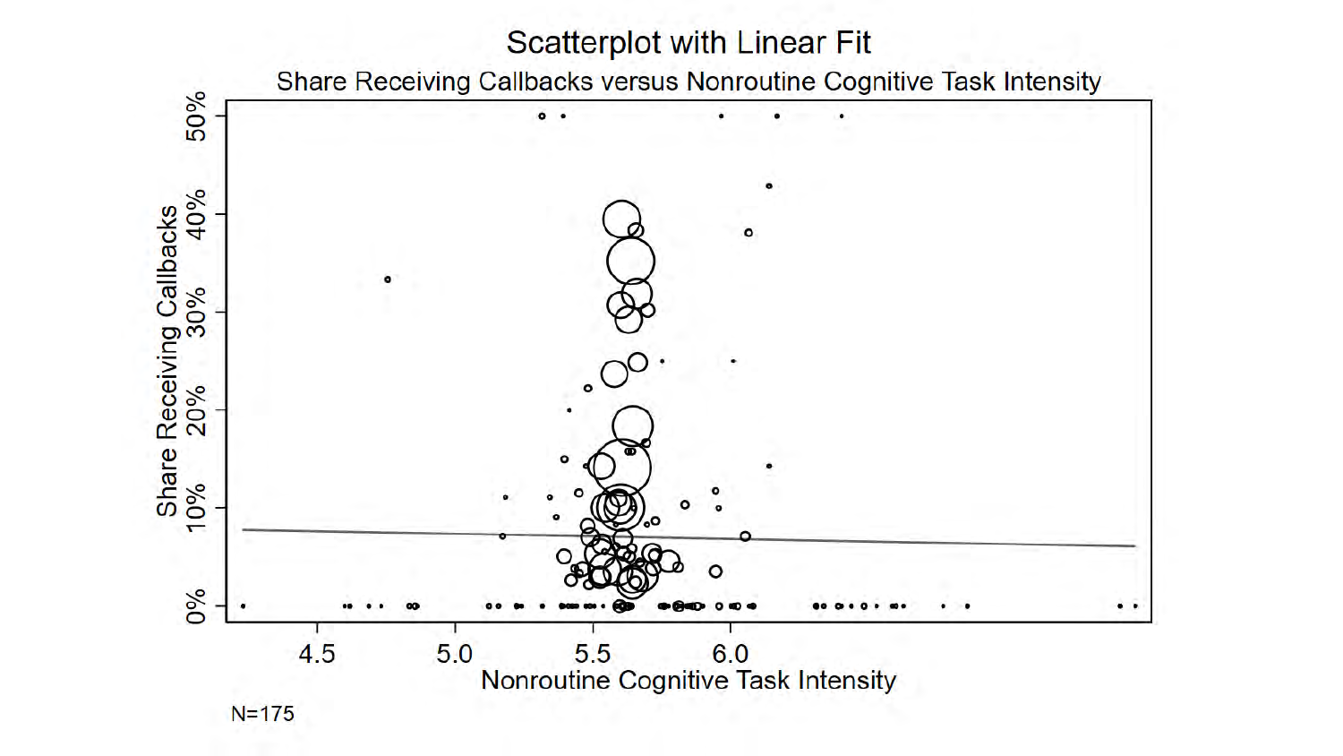# Scatterplot with Linear Fit

## Share Receiving Callbacks versus Nonroutine Cognitive Task Intensity

Share Receiving Callbacks

50%

40%

30%

20%

10%

0%

4.5 5.0 5.5 6.0

Nonroutine Cognitive Task Intensity

N=175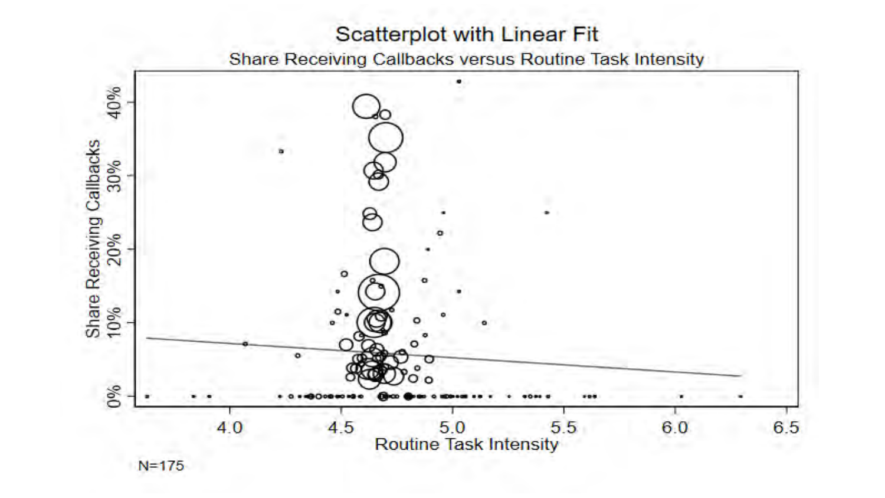# Scatterplot with Linear Fit

Share Receiving Callbacks versus Routine Task Intensity

N=175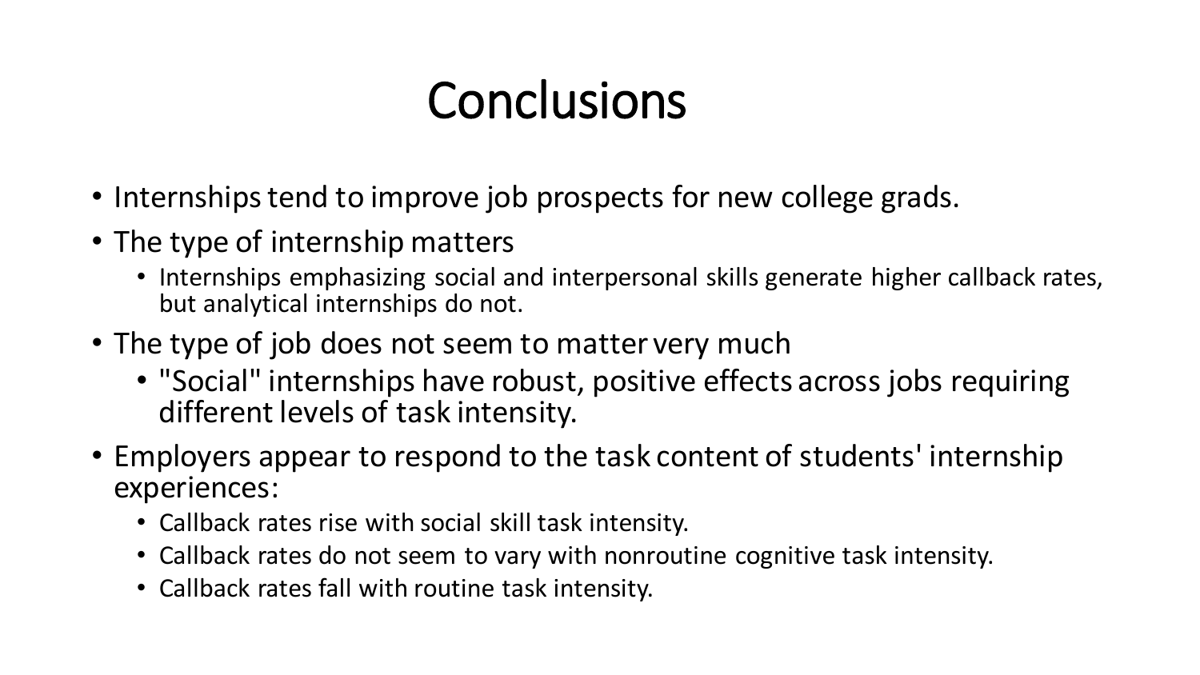# Conclusions

- Internships tend to improve job prospects for new college grads.
- The type of internship matters
  - Internships emphasizing social and interpersonal skills generate higher callback rates, but analytical internships do not.
- The type of job does not seem to matter very much
  - "Social" internships have robust, positive effects across jobs requiring different levels of task intensity.
- Employers appear to respond to the task content of students' internship experiences:
  - Callback rates rise with social skill task intensity.
  - Callback rates do not seem to vary with nonroutine cognitive task intensity.
  - Callback rates fall with routine task intensity.